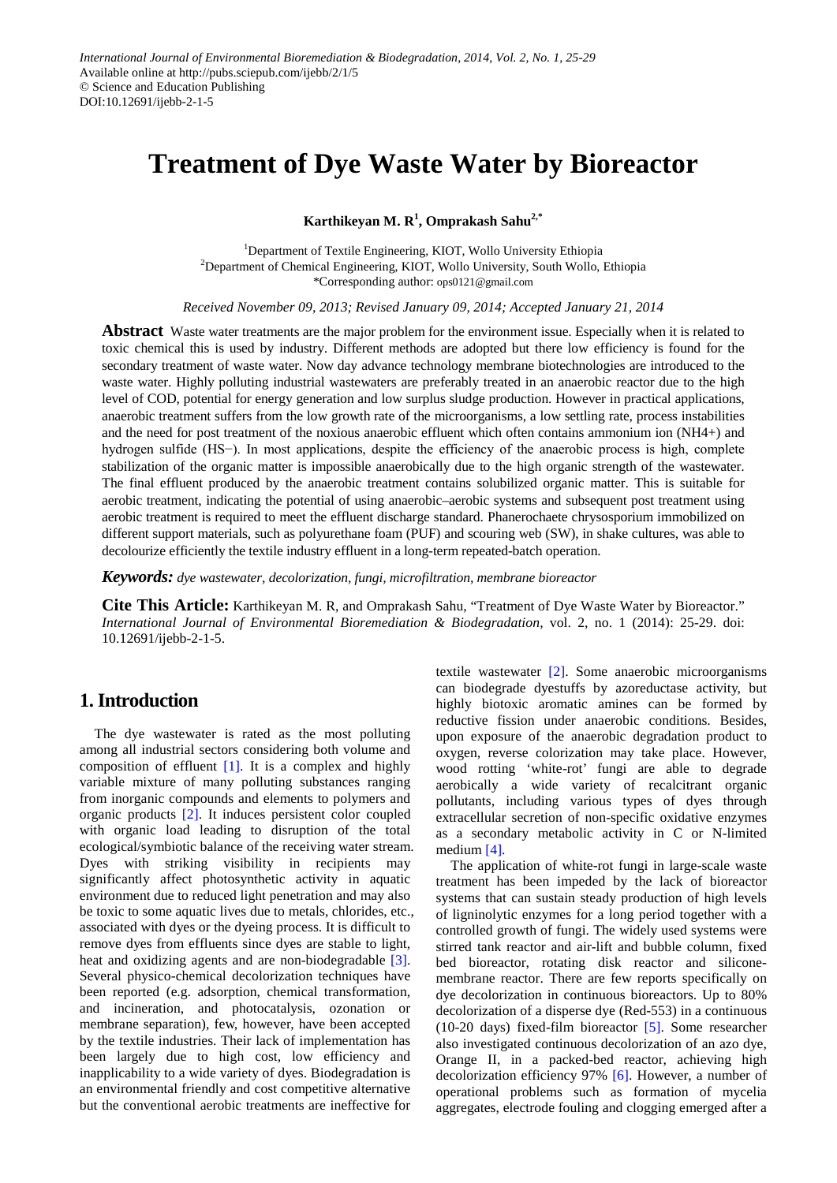International Journal of Environmental Bioremediation & Biodegradation, 2014, Vol. 2, No. 1, 25-29
Available online at http://pubs.sciepub.com/ijebb/2/1/5
© Science and Education Publishing
DOI:10.12691/ijebb-2-1-5

# Treatment of Dye Waste Water by Bioreactor

**Karthikeyan M. R[1], Omprakash Sahu[2,*]**

[1]Department of Textile Engineering, KIOT, Wollo University Ethiopia
[2]Department of Chemical Engineering, KIOT, Wollo University, South Wollo, Ethiopia
*Corresponding author: ops0121@gmail.com

*Received November 09, 2013; Revised January 09, 2014; Accepted January 21, 2014*

**Abstract** Waste water treatments are the major problem for the environment issue. Especially when it is related to toxic chemical this is used by industry. Different methods are adopted but there low efficiency is found for the secondary treatment of waste water. Now day advance technology membrane biotechnologies are introduced to the waste water. Highly polluting industrial wastewaters are preferably treated in an anaerobic reactor due to the high level of COD, potential for energy generation and low surplus sludge production. However in practical applications, anaerobic treatment suffers from the low growth rate of the microorganisms, a low settling rate, process instabilities and the need for post treatment of the noxious anaerobic effluent which often contains ammonium ion ($NH_4^+$) and hydrogen sulfide ($HS^-$). In most applications, despite the efficiency of the anaerobic process is high, complete stabilization of the organic matter is impossible anaerobically due to the high organic strength of the wastewater. The final effluent produced by the anaerobic treatment contains solubilized organic matter. This is suitable for aerobic treatment, indicating the potential of using anaerobic–aerobic systems and subsequent post treatment using aerobic treatment is required to meet the effluent discharge standard. Phanerochaete chrysosporium immobilized on different support materials, such as polyurethane foam (PUF) and scouring web (SW), in shake cultures, was able to decolourize efficiently the textile industry effluent in a long-term repeated-batch operation.

***Keywords:*** *dye wastewater, decolorization, fungi, microfiltration, membrane bioreactor*

**Cite This Article:** Karthikeyan M. R, and Omprakash Sahu, "Treatment of Dye Waste Water by Bioreactor." *International Journal of Environmental Bioremediation & Biodegradation,* vol. 2, no. 1 (2014): 25-29. doi: 10.12691/ijebb-2-1-5.

## 1. Introduction

The dye wastewater is rated as the most polluting among all industrial sectors considering both volume and composition of effluent [1]. It is a complex and highly variable mixture of many polluting substances ranging from inorganic compounds and elements to polymers and organic products [2]. It induces persistent color coupled with organic load leading to disruption of the total ecological/symbiotic balance of the receiving water stream. Dyes with striking visibility in recipients may significantly affect photosynthetic activity in aquatic environment due to reduced light penetration and may also be toxic to some aquatic lives due to metals, chlorides, etc., associated with dyes or the dyeing process. It is difficult to remove dyes from effluents since dyes are stable to light, heat and oxidizing agents and are non-biodegradable [3]. Several physico-chemical decolorization techniques have been reported (e.g. adsorption, chemical transformation, and incineration, and photocatalysis, ozonation or membrane separation), few, however, have been accepted by the textile industries. Their lack of implementation has been largely due to high cost, low efficiency and inapplicability to a wide variety of dyes. Biodegradation is an environmental friendly and cost competitive alternative but the conventional aerobic treatments are ineffective for textile wastewater [2]. Some anaerobic microorganisms can biodegrade dyestuffs by azoreductase activity, but highly biotoxic aromatic amines can be formed by reductive fission under anaerobic conditions. Besides, upon exposure of the anaerobic degradation product to oxygen, reverse colorization may take place. However, wood rotting 'white-rot' fungi are able to degrade aerobically a wide variety of recalcitrant organic pollutants, including various types of dyes through extracellular secretion of non-specific oxidative enzymes as a secondary metabolic activity in C or N-limited medium [4].

The application of white-rot fungi in large-scale waste treatment has been impeded by the lack of bioreactor systems that can sustain steady production of high levels of ligninolytic enzymes for a long period together with a controlled growth of fungi. The widely used systems were stirred tank reactor and air-lift and bubble column, fixed bed bioreactor, rotating disk reactor and silicone-membrane reactor. There are few reports specifically on dye decolorization in continuous bioreactors. Up to 80% decolorization of a disperse dye (Red-553) in a continuous (10-20 days) fixed-film bioreactor [5]. Some researcher also investigated continuous decolorization of an azo dye, Orange II, in a packed-bed reactor, achieving high decolorization efficiency 97% [6]. However, a number of operational problems such as formation of mycelia aggregates, electrode fouling and clogging emerged after a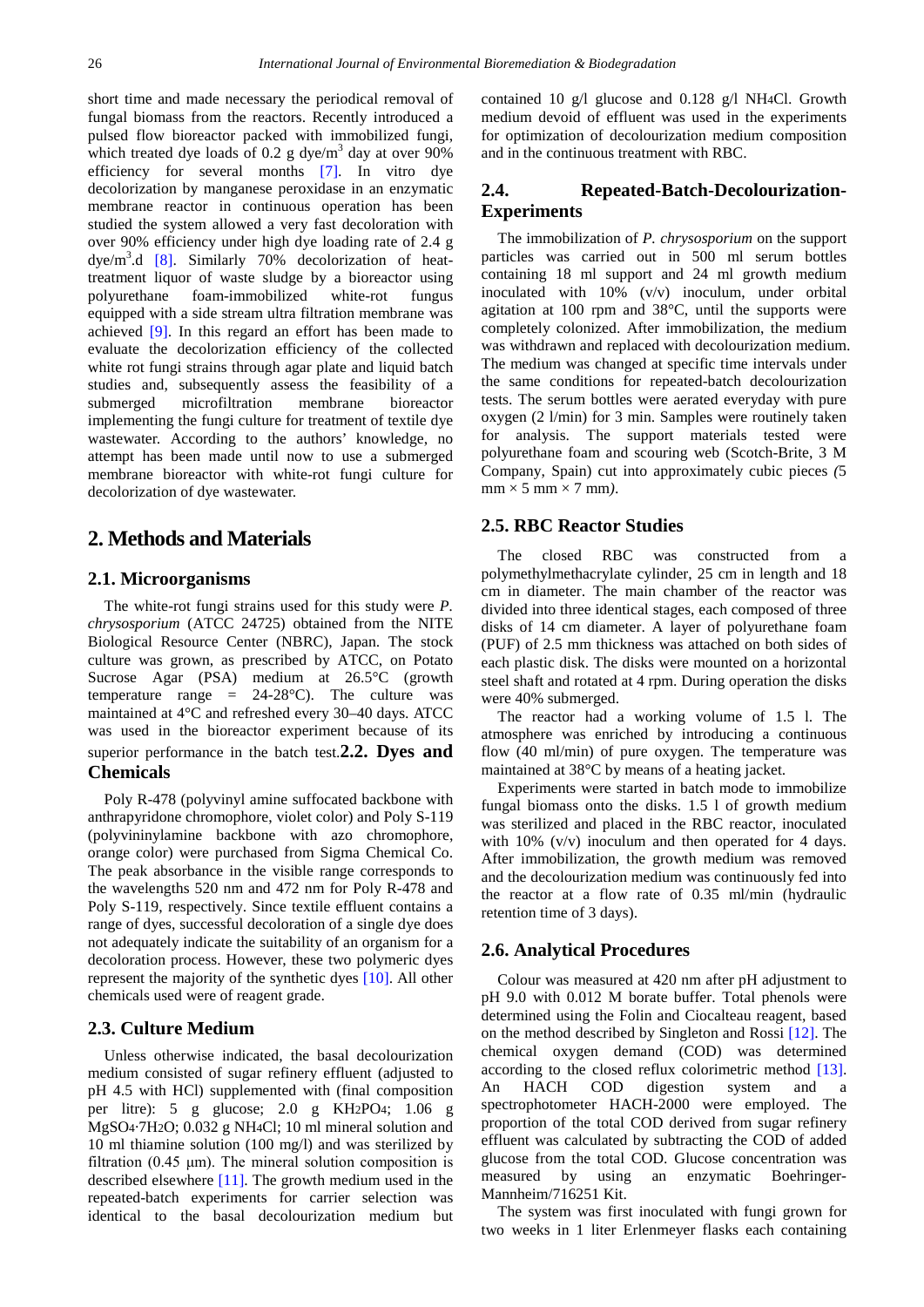short time and made necessary the periodical removal of fungal biomass from the reactors. Recently introduced a pulsed flow bioreactor packed with immobilized fungi, which treated dye loads of 0.2 g dye/$m^3$ day at over 90% efficiency for several months [7]. In vitro dye decolorization by manganese peroxidase in an enzymatic membrane reactor in continuous operation has been studied the system allowed a very fast decoloration with over 90% efficiency under high dye loading rate of 2.4 g dye/$m^3$.d [8]. Similarly 70% decolorization of heat-treatment liquor of waste sludge by a bioreactor using polyurethane foam-immobilized white-rot fungus equipped with a side stream ultra filtration membrane was achieved [9]. In this regard an effort has been made to evaluate the decolorization efficiency of the collected white rot fungi strains through agar plate and liquid batch studies and, subsequently assess the feasibility of a submerged microfiltration membrane bioreactor implementing the fungi culture for treatment of textile dye wastewater. According to the authors' knowledge, no attempt has been made until now to use a submerged membrane bioreactor with white-rot fungi culture for decolorization of dye wastewater.

## 2. Methods and Materials

### 2.1. Microorganisms

The white-rot fungi strains used for this study were *P. chrysosporium* (ATCC 24725) obtained from the NITE Biological Resource Center (NBRC), Japan. The stock culture was grown, as prescribed by ATCC, on Potato Sucrose Agar (PSA) medium at 26.5°C (growth temperature range = 24-28°C). The culture was maintained at 4°C and refreshed every 30–40 days. ATCC was used in the bioreactor experiment because of its superior performance in the batch test.

### 2.2. Dyes and Chemicals

Poly R-478 (polyvinyl amine suffocated backbone with anthrapyridone chromophore, violet color) and Poly S-119 (polyvininylamine backbone with azo chromophore, orange color) were purchased from Sigma Chemical Co. The peak absorbance in the visible range corresponds to the wavelengths 520 nm and 472 nm for Poly R-478 and Poly S-119, respectively. Since textile effluent contains a range of dyes, successful decoloration of a single dye does not adequately indicate the suitability of an organism for a decoloration process. However, these two polymeric dyes represent the majority of the synthetic dyes [10]. All other chemicals used were of reagent grade.

### 2.3. Culture Medium

Unless otherwise indicated, the basal decolourization medium consisted of sugar refinery effluent (adjusted to pH 4.5 with HCl) supplemented with (final composition per litre): 5 g glucose; 2.0 g $KH_2PO_4$; 1.06 g $MgSO_4{\cdot}7H_2O$; 0.032 g $NH_4Cl$; 10 ml mineral solution and 10 ml thiamine solution (100 mg/l) and was sterilized by filtration (0.45 μm). The mineral solution composition is described elsewhere [11]. The growth medium used in the repeated-batch experiments for carrier selection was identical to the basal decolourization medium but contained 10 g/l glucose and 0.128 g/l $NH_4Cl$. Growth medium devoid of effluent was used in the experiments for optimization of decolourization medium composition and in the continuous treatment with RBC.

### 2.4. Repeated-Batch-Decolourization-Experiments

The immobilization of *P. chrysosporium* on the support particles was carried out in 500 ml serum bottles containing 18 ml support and 24 ml growth medium inoculated with 10% (v/v) inoculum, under orbital agitation at 100 rpm and 38°C, until the supports were completely colonized. After immobilization, the medium was withdrawn and replaced with decolourization medium. The medium was changed at specific time intervals under the same conditions for repeated-batch decolourization tests. The serum bottles were aerated everyday with pure oxygen (2 l/min) for 3 min. Samples were routinely taken for analysis. The support materials tested were polyurethane foam and scouring web (Scotch-Brite, 3 M Company, Spain) cut into approximately cubic pieces *(*5 mm × 5 mm × 7 mm*)*.

### 2.5. RBC Reactor Studies

The closed RBC was constructed from a polymethylmethacrylate cylinder, 25 cm in length and 18 cm in diameter. The main chamber of the reactor was divided into three identical stages, each composed of three disks of 14 cm diameter. A layer of polyurethane foam (PUF) of 2.5 mm thickness was attached on both sides of each plastic disk. The disks were mounted on a horizontal steel shaft and rotated at 4 rpm. During operation the disks were 40% submerged.

The reactor had a working volume of 1.5 l. The atmosphere was enriched by introducing a continuous flow (40 ml/min) of pure oxygen. The temperature was maintained at 38°C by means of a heating jacket.

Experiments were started in batch mode to immobilize fungal biomass onto the disks. 1.5 l of growth medium was sterilized and placed in the RBC reactor, inoculated with 10% (v/v) inoculum and then operated for 4 days. After immobilization, the growth medium was removed and the decolourization medium was continuously fed into the reactor at a flow rate of 0.35 ml/min (hydraulic retention time of 3 days).

### 2.6. Analytical Procedures

Colour was measured at 420 nm after pH adjustment to pH 9.0 with 0.012 M borate buffer. Total phenols were determined using the Folin and Ciocalteau reagent, based on the method described by Singleton and Rossi [12]. The chemical oxygen demand (COD) was determined according to the closed reflux colorimetric method [13]. An HACH COD digestion system and a spectrophotometer HACH-2000 were employed. The proportion of the total COD derived from sugar refinery effluent was calculated by subtracting the COD of added glucose from the total COD. Glucose concentration was measured by using an enzymatic Boehringer-Mannheim/716251 Kit.

The system was first inoculated with fungi grown for two weeks in 1 liter Erlenmeyer flasks each containing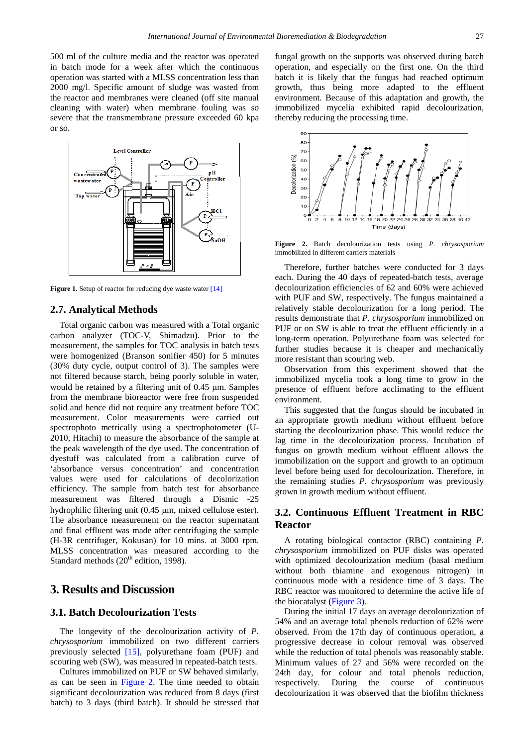500 ml of the culture media and the reactor was operated in batch mode for a week after which the continuous operation was started with a MLSS concentration less than 2000 mg/l. Specific amount of sludge was wasted from the reactor and membranes were cleaned (off site manual cleaning with water) when membrane fouling was so severe that the transmembrane pressure exceeded 60 kpa or so.

**Figure 1.** Setup of reactor for reducing dye waste water [14]

## 2.7. Analytical Methods

Total organic carbon was measured with a Total organic carbon analyzer (TOC-V, Shimadzu). Prior to the measurement, the samples for TOC analysis in batch tests were homogenized (Branson sonifier 450) for 5 minutes (30% duty cycle, output control of 3). The samples were not filtered because starch, being poorly soluble in water, would be retained by a filtering unit of 0.45 μm. Samples from the membrane bioreactor were free from suspended solid and hence did not require any treatment before TOC measurement. Color measurements were carried out spectrophoto metrically using a spectrophotometer (U-2010, Hitachi) to measure the absorbance of the sample at the peak wavelength of the dye used. The concentration of dyestuff was calculated from a calibration curve of 'absorbance versus concentration' and concentration values were used for calculations of decolorization efficiency. The sample from batch test for absorbance measurement was filtered through a Dismic -25 hydrophilic filtering unit (0.45 μm, mixed cellulose ester). The absorbance measurement on the reactor supernatant and final effluent was made after centrifuging the sample (H-3R centrifuger, Kokusan) for 10 mins. at 3000 rpm. MLSS concentration was measured according to the Standard methods (20th edition, 1998).

# 3. Results and Discussion

## 3.1. Batch Decolourization Tests

The longevity of the decolourization activity of *P. chrysosporium* immobilized on two different carriers previously selected [15], polyurethane foam (PUF) and scouring web (SW), was measured in repeated-batch tests.

Cultures immobilized on PUF or SW behaved similarly, as can be seen in Figure 2. The time needed to obtain significant decolourization was reduced from 8 days (first batch) to 3 days (third batch). It should be stressed that fungal growth on the supports was observed during batch operation, and especially on the first one. On the third batch it is likely that the fungus had reached optimum growth, thus being more adapted to the effluent environment. Because of this adaptation and growth, the immobilized mycelia exhibited rapid decolourization, thereby reducing the processing time.

**Figure 2.** Batch decolourization tests using *P. chrysosporium* immobilized in different carriers materials

Therefore, further batches were conducted for 3 days each. During the 40 days of repeated-batch tests, average decolourization efficiencies of 62 and 60% were achieved with PUF and SW, respectively. The fungus maintained a relatively stable decolourization for a long period. The results demonstrate that *P. chrysosporium* immobilized on PUF or on SW is able to treat the effluent efficiently in a long-term operation. Polyurethane foam was selected for further studies because it is cheaper and mechanically more resistant than scouring web.

Observation from this experiment showed that the immobilized mycelia took a long time to grow in the presence of effluent before acclimating to the effluent environment.

This suggested that the fungus should be incubated in an appropriate growth medium without effluent before starting the decolourization phase. This would reduce the lag time in the decolourization process. Incubation of fungus on growth medium without effluent allows the immobilization on the support and growth to an optimum level before being used for decolourization. Therefore, in the remaining studies *P. chrysosporium* was previously grown in growth medium without effluent.

## 3.2. Continuous Effluent Treatment in RBC Reactor

A rotating biological contactor (RBC) containing *P. chrysosporium* immobilized on PUF disks was operated with optimized decolourization medium (basal medium without both thiamine and exogenous nitrogen) in continuous mode with a residence time of 3 days. The RBC reactor was monitored to determine the active life of the biocatalyst (Figure 3).

During the initial 17 days an average decolourization of 54% and an average total phenols reduction of 62% were observed. From the 17th day of continuous operation, a progressive decrease in colour removal was observed while the reduction of total phenols was reasonably stable. Minimum values of 27 and 56% were recorded on the 24th day, for colour and total phenols reduction, respectively. During the course of continuous decolourization it was observed that the biofilm thickness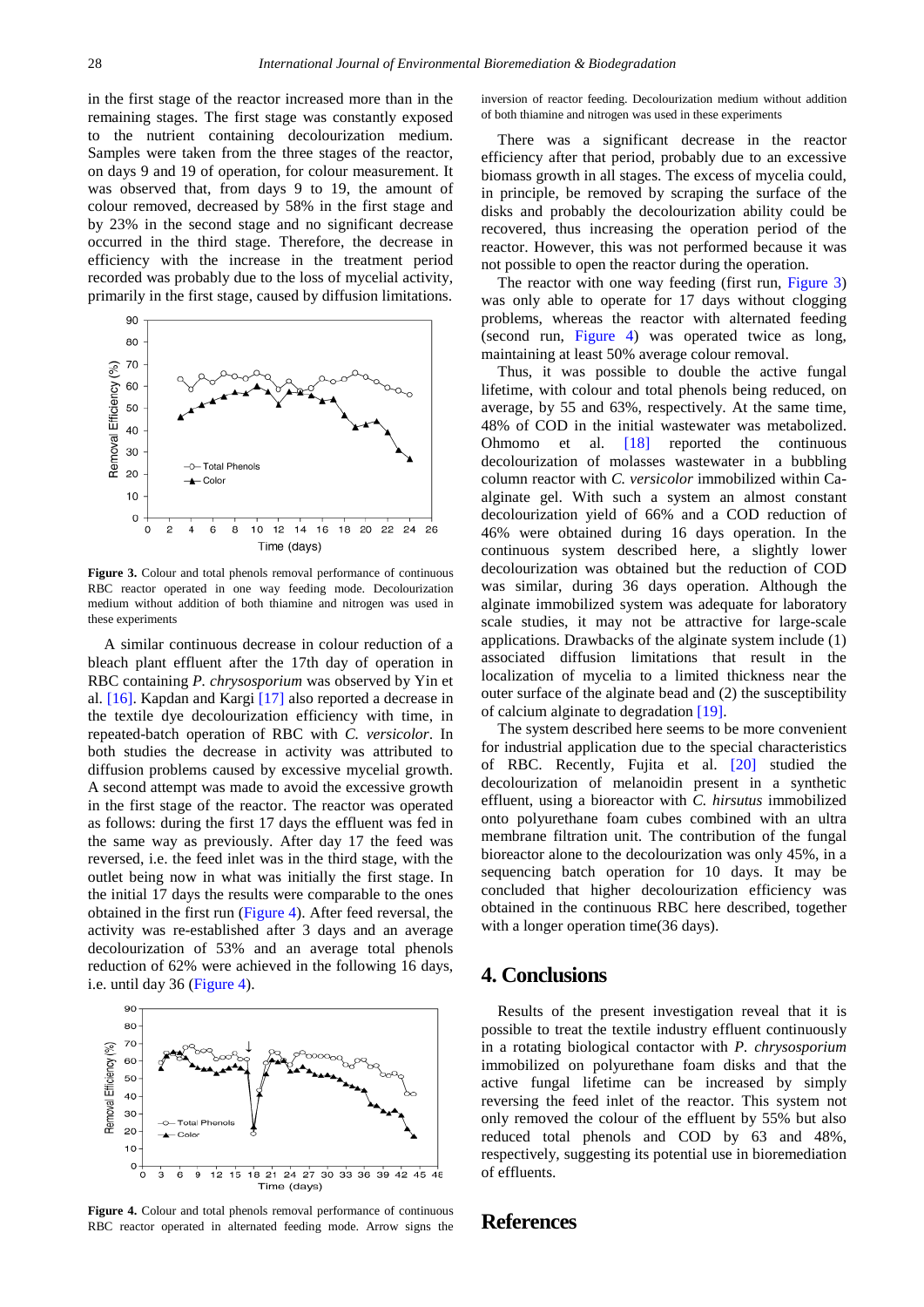in the first stage of the reactor increased more than in the remaining stages. The first stage was constantly exposed to the nutrient containing decolourization medium. Samples were taken from the three stages of the reactor, on days 9 and 19 of operation, for colour measurement. It was observed that, from days 9 to 19, the amount of colour removed, decreased by 58% in the first stage and by 23% in the second stage and no significant decrease occurred in the third stage. Therefore, the decrease in efficiency with the increase in the treatment period recorded was probably due to the loss of mycelial activity, primarily in the first stage, caused by diffusion limitations.

**Figure 3.** Colour and total phenols removal performance of continuous RBC reactor operated in one way feeding mode. Decolourization medium without addition of both thiamine and nitrogen was used in these experiments

A similar continuous decrease in colour reduction of a bleach plant effluent after the 17th day of operation in RBC containing *P. chrysosporium* was observed by Yin et al. [16]. Kapdan and Kargi [17] also reported a decrease in the textile dye decolourization efficiency with time, in repeated-batch operation of RBC with *C. versicolor*. In both studies the decrease in activity was attributed to diffusion problems caused by excessive mycelial growth. A second attempt was made to avoid the excessive growth in the first stage of the reactor. The reactor was operated as follows: during the first 17 days the effluent was fed in the same way as previously. After day 17 the feed was reversed, i.e. the feed inlet was in the third stage, with the outlet being now in what was initially the first stage. In the initial 17 days the results were comparable to the ones obtained in the first run (Figure 4). After feed reversal, the activity was re-established after 3 days and an average decolourization of 53% and an average total phenols reduction of 62% were achieved in the following 16 days, i.e. until day 36 (Figure 4).

**Figure 4.** Colour and total phenols removal performance of continuous RBC reactor operated in alternated feeding mode. Arrow signs the inversion of reactor feeding. Decolourization medium without addition of both thiamine and nitrogen was used in these experiments

There was a significant decrease in the reactor efficiency after that period, probably due to an excessive biomass growth in all stages. The excess of mycelia could, in principle, be removed by scraping the surface of the disks and probably the decolourization ability could be recovered, thus increasing the operation period of the reactor. However, this was not performed because it was not possible to open the reactor during the operation.

The reactor with one way feeding (first run, Figure 3) was only able to operate for 17 days without clogging problems, whereas the reactor with alternated feeding (second run, Figure 4) was operated twice as long, maintaining at least 50% average colour removal.

Thus, it was possible to double the active fungal lifetime, with colour and total phenols being reduced, on average, by 55 and 63%, respectively. At the same time, 48% of COD in the initial wastewater was metabolized. Ohmomo et al. [18] reported the continuous decolourization of molasses wastewater in a bubbling column reactor with *C. versicolor* immobilized within Ca-alginate gel. With such a system an almost constant decolourization yield of 66% and a COD reduction of 46% were obtained during 16 days operation. In the continuous system described here, a slightly lower decolourization was obtained but the reduction of COD was similar, during 36 days operation. Although the alginate immobilized system was adequate for laboratory scale studies, it may not be attractive for large-scale applications. Drawbacks of the alginate system include (1) associated diffusion limitations that result in the localization of mycelia to a limited thickness near the outer surface of the alginate bead and (2) the susceptibility of calcium alginate to degradation [19].

The system described here seems to be more convenient for industrial application due to the special characteristics of RBC. Recently, Fujita et al. [20] studied the decolourization of melanoidin present in a synthetic effluent, using a bioreactor with *C. hirsutus* immobilized onto polyurethane foam cubes combined with an ultra membrane filtration unit. The contribution of the fungal bioreactor alone to the decolourization was only 45%, in a sequencing batch operation for 10 days. It may be concluded that higher decolourization efficiency was obtained in the continuous RBC here described, together with a longer operation time(36 days).

## 4. Conclusions

Results of the present investigation reveal that it is possible to treat the textile industry effluent continuously in a rotating biological contactor with *P. chrysosporium* immobilized on polyurethane foam disks and that the active fungal lifetime can be increased by simply reversing the feed inlet of the reactor. This system not only removed the colour of the effluent by 55% but also reduced total phenols and COD by 63 and 48%, respectively, suggesting its potential use in bioremediation of effluents.

## References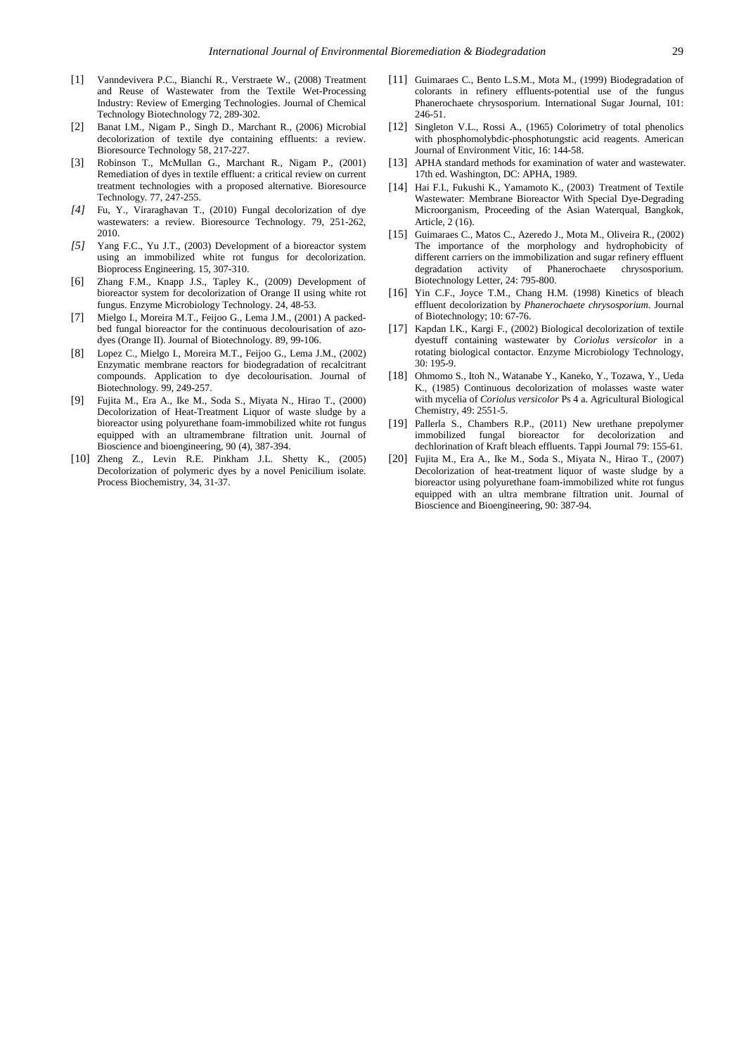[1] Vanndevivera P.C., Bianchi R., Verstraete W., (2008) Treatment and Reuse of Wastewater from the Textile Wet-Processing Industry: Review of Emerging Technologies. Journal of Chemical Technology Biotechnology 72, 289-302.

[2] Banat I.M., Nigam P., Singh D., Marchant R., (2006) Microbial decolorization of textile dye containing effluents: a review. Bioresource Technology 58, 217-227.

[3] Robinson T., McMullan G., Marchant R., Nigam P., (2001) Remediation of dyes in textile effluent: a critical review on current treatment technologies with a proposed alternative. Bioresource Technology. 77, 247-255.

*[4]* Fu, Y., Viraraghavan T., (2010) Fungal decolorization of dye wastewaters: a review. Bioresource Technology. 79, 251-262, 2010.

*[5]* Yang F.C., Yu J.T., (2003) Development of a bioreactor system using an immobilized white rot fungus for decolorization. Bioprocess Engineering. 15, 307-310.

[6] Zhang F.M., Knapp J.S., Tapley K., (2009) Development of bioreactor system for decolorization of Orange II using white rot fungus. Enzyme Microbiology Technology. 24, 48-53.

[7] Mielgo I., Moreira M.T., Feijoo G., Lema J.M., (2001) A packed-bed fungal bioreactor for the continuous decolourisation of azo-dyes (Orange II). Journal of Biotechnology. 89, 99-106.

[8] Lopez C., Mielgo I., Moreira M.T., Feijoo G., Lema J.M., (2002) Enzymatic membrane reactors for biodegradation of recalcitrant compounds. Application to dye decolourisation. Journal of Biotechnology. 99, 249-257.

[9] Fujita M., Era A., Ike M., Soda S., Miyata N., Hirao T., (2000) Decolorization of Heat-Treatment Liquor of waste sludge by a bioreactor using polyurethane foam-immobilized white rot fungus equipped with an ultramembrane filtration unit. Journal of Bioscience and bioengineering, 90 (4), 387-394.

[10] Zheng Z., Levin R.E. Pinkham J.L. Shetty K., (2005) Decolorization of polymeric dyes by a novel Penicilium isolate. Process Biochemistry, 34, 31-37.

[11] Guimaraes C., Bento L.S.M., Mota M., (1999) Biodegradation of colorants in refinery effluents-potential use of the fungus Phanerochaete chrysosporium. International Sugar Journal, 101: 246-51.

[12] Singleton V.L., Rossi A., (1965) Colorimetry of total phenolics with phosphomolybdic-phosphotungstic acid reagents. American Journal of Environment Vitic, 16: 144-58.

[13] APHA standard methods for examination of water and wastewater. 17th ed. Washington, DC: APHA, 1989.

[14] Hai F.I., Fukushi K., Yamamoto K., (2003) Treatment of Textile Wastewater: Membrane Bioreactor With Special Dye-Degrading Microorganism, Proceeding of the Asian Waterqual, Bangkok, Article, 2 (16).

[15] Guimaraes C., Matos C., Azeredo J., Mota M., Oliveira R., (2002) The importance of the morphology and hydrophobicity of different carriers on the immobilization and sugar refinery effluent degradation activity of Phanerochaete chrysosporium. Biotechnology Letter, 24: 795-800.

[16] Yin C.F., Joyce T.M., Chang H.M. (1998) Kinetics of bleach effluent decolorization by *Phanerochaete chrysosporium*. Journal of Biotechnology; 10: 67-76.

[17] Kapdan I.K., Kargi F., (2002) Biological decolorization of textile dyestuff containing wastewater by *Coriolus versicolor* in a rotating biological contactor. Enzyme Microbiology Technology, 30: 195-9.

[18] Ohmomo S., Itoh N., Watanabe Y., Kaneko, Y., Tozawa, Y., Ueda K., (1985) Continuous decolorization of molasses waste water with mycelia of *Coriolus versicolor* Ps 4 a. Agricultural Biological Chemistry, 49: 2551-5.

[19] Pallerla S., Chambers R.P., (2011) New urethane prepolymer immobilized fungal bioreactor for decolorization and dechlorination of Kraft bleach effluents. Tappi Journal 79: 155-61.

[20] Fujita M., Era A., Ike M., Soda S., Miyata N., Hirao T., (2007) Decolorization of heat-treatment liquor of waste sludge by a bioreactor using polyurethane foam-immobilized white rot fungus equipped with an ultra membrane filtration unit. Journal of Bioscience and Bioengineering, 90: 387-94.